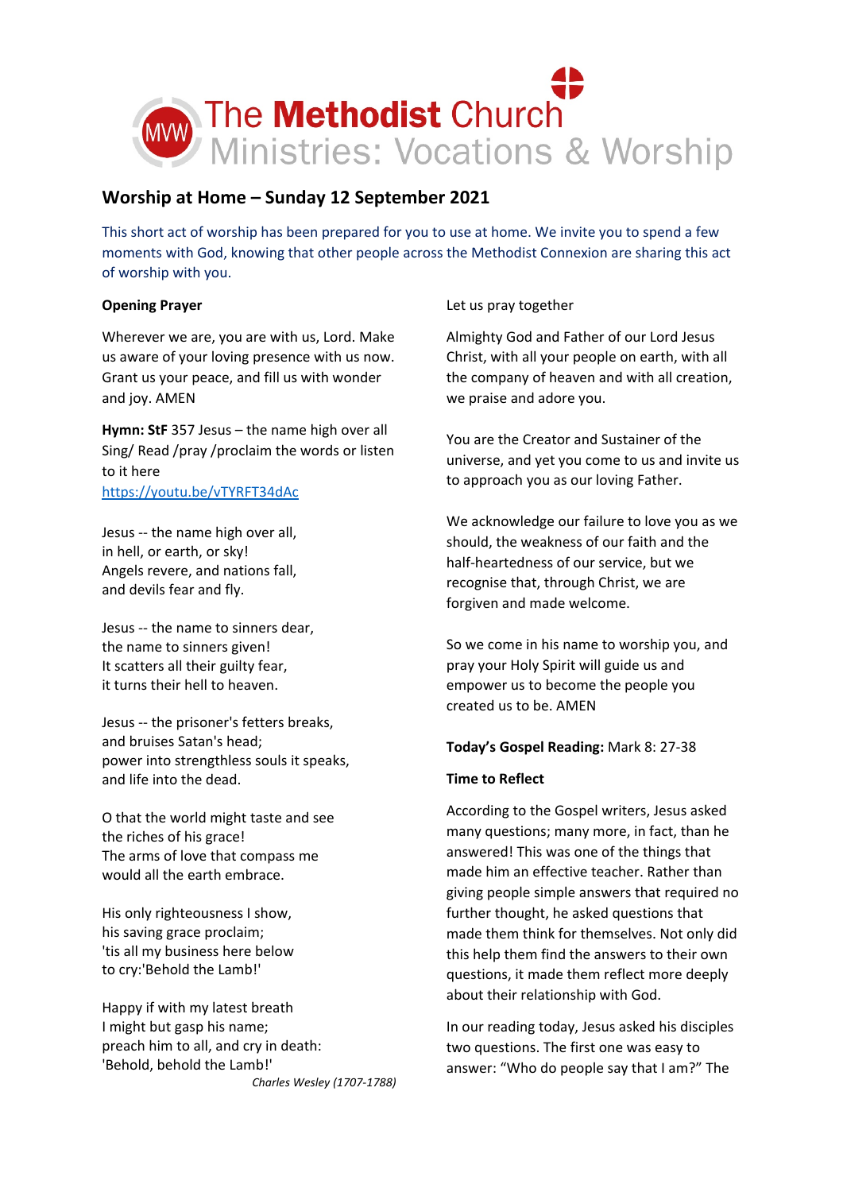The Methodist Church
Ministries: Vocations & Worship

## Worship at Home – Sunday 12 September 2021

This short act of worship has been prepared for you to use at home. We invite you to spend a few moments with God, knowing that other people across the Methodist Connexion are sharing this act of worship with you.

**Opening Prayer**

Wherever we are, you are with us, Lord. Make us aware of your loving presence with us now. Grant us your peace, and fill us with wonder and joy. AMEN

**Hymn: StF** 357 Jesus – the name high over all
Sing/ Read /pray /proclaim the words or listen to it here
https://youtu.be/vTYRFT34dAc

Jesus -- the name high over all,
in hell, or earth, or sky!
Angels revere, and nations fall,
and devils fear and fly.

Jesus -- the name to sinners dear,
the name to sinners given!
It scatters all their guilty fear,
it turns their hell to heaven.

Jesus -- the prisoner's fetters breaks,
and bruises Satan's head;
power into strengthless souls it speaks,
and life into the dead.

O that the world might taste and see
the riches of his grace!
The arms of love that compass me
would all the earth embrace.

His only righteousness I show,
his saving grace proclaim;
'tis all my business here below
to cry:'Behold the Lamb!'

Happy if with my latest breath
I might but gasp his name;
preach him to all, and cry in death:
'Behold, behold the Lamb!'

*Charles Wesley (1707-1788)*

Let us pray together

Almighty God and Father of our Lord Jesus Christ, with all your people on earth, with all the company of heaven and with all creation, we praise and adore you.

You are the Creator and Sustainer of the universe, and yet you come to us and invite us to approach you as our loving Father.

We acknowledge our failure to love you as we should, the weakness of our faith and the half-heartedness of our service, but we recognise that, through Christ, we are forgiven and made welcome.

So we come in his name to worship you, and pray your Holy Spirit will guide us and empower us to become the people you created us to be. AMEN

**Today's Gospel Reading:** Mark 8: 27-38

**Time to Reflect**

According to the Gospel writers, Jesus asked many questions; many more, in fact, than he answered! This was one of the things that made him an effective teacher. Rather than giving people simple answers that required no further thought, he asked questions that made them think for themselves. Not only did this help them find the answers to their own questions, it made them reflect more deeply about their relationship with God.

In our reading today, Jesus asked his disciples two questions. The first one was easy to answer: "Who do people say that I am?" The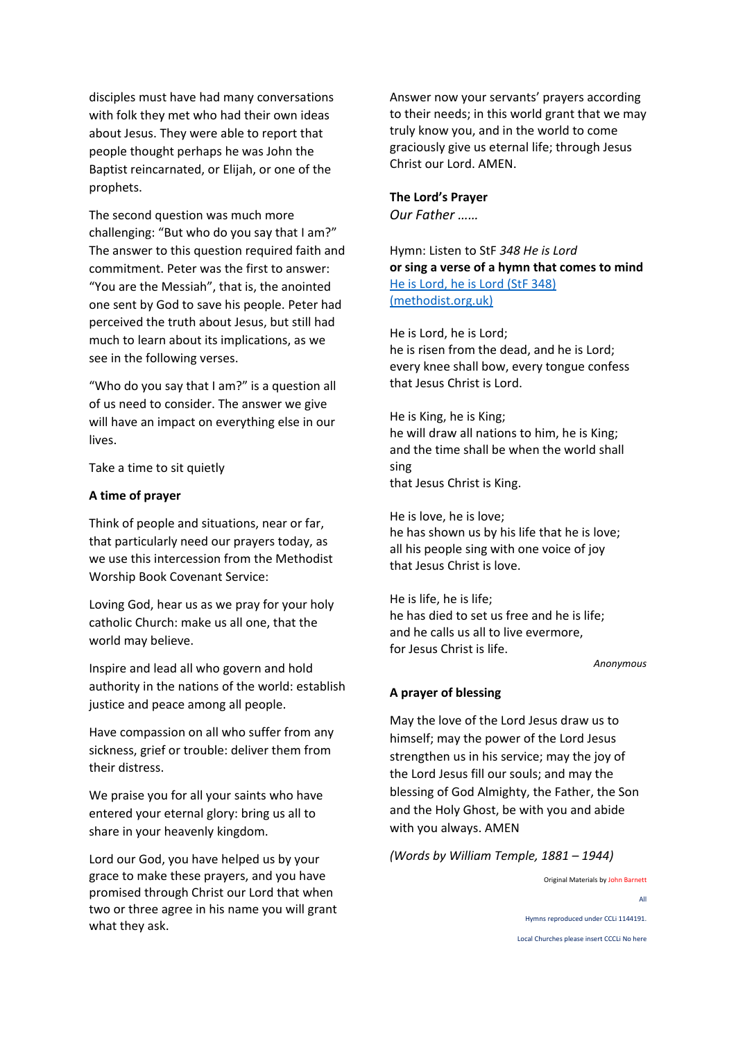disciples must have had many conversations with folk they met who had their own ideas about Jesus. They were able to report that people thought perhaps he was John the Baptist reincarnated, or Elijah, or one of the prophets.

The second question was much more challenging: “But who do you say that I am?” The answer to this question required faith and commitment. Peter was the first to answer: “You are the Messiah”, that is, the anointed one sent by God to save his people. Peter had perceived the truth about Jesus, but still had much to learn about its implications, as we see in the following verses.

“Who do you say that I am?” is a question all of us need to consider. The answer we give will have an impact on everything else in our lives.

Take a time to sit quietly

**A time of prayer**

Think of people and situations, near or far, that particularly need our prayers today, as we use this intercession from the Methodist Worship Book Covenant Service:

Loving God, hear us as we pray for your holy catholic Church: make us all one, that the world may believe.

Inspire and lead all who govern and hold authority in the nations of the world: establish justice and peace among all people.

Have compassion on all who suffer from any sickness, grief or trouble: deliver them from their distress.

We praise you for all your saints who have entered your eternal glory: bring us all to share in your heavenly kingdom.

Lord our God, you have helped us by your grace to make these prayers, and you have promised through Christ our Lord that when two or three agree in his name you will grant what they ask.

Answer now your servants’ prayers according to their needs; in this world grant that we may truly know you, and in the world to come graciously give us eternal life; through Jesus Christ our Lord. AMEN.

**The Lord’s Prayer**
*Our Father ……*

Hymn: Listen to StF *348 He is Lord*
**or sing a verse of a hymn that comes to mind**
[He is Lord, he is Lord (StF 348) (methodist.org.uk)]

He is Lord, he is Lord;
he is risen from the dead, and he is Lord;
every knee shall bow, every tongue confess
that Jesus Christ is Lord.

He is King, he is King;
he will draw all nations to him, he is King;
and the time shall be when the world shall sing
that Jesus Christ is King.

He is love, he is love;
he has shown us by his life that he is love;
all his people sing with one voice of joy
that Jesus Christ is love.

He is life, he is life;
he has died to set us free and he is life;
and he calls us all to live evermore,
for Jesus Christ is life.

*Anonymous*

**A prayer of blessing**

May the love of the Lord Jesus draw us to himself; may the power of the Lord Jesus strengthen us in his service; may the joy of the Lord Jesus fill our souls; and may the blessing of God Almighty, the Father, the Son and the Holy Ghost, be with you and abide with you always. AMEN

*(Words by William Temple, 1881 – 1944)*

Original Materials by John Barnett

All

Hymns reproduced under CCLi 1144191.

Local Churches please insert CCCLi No here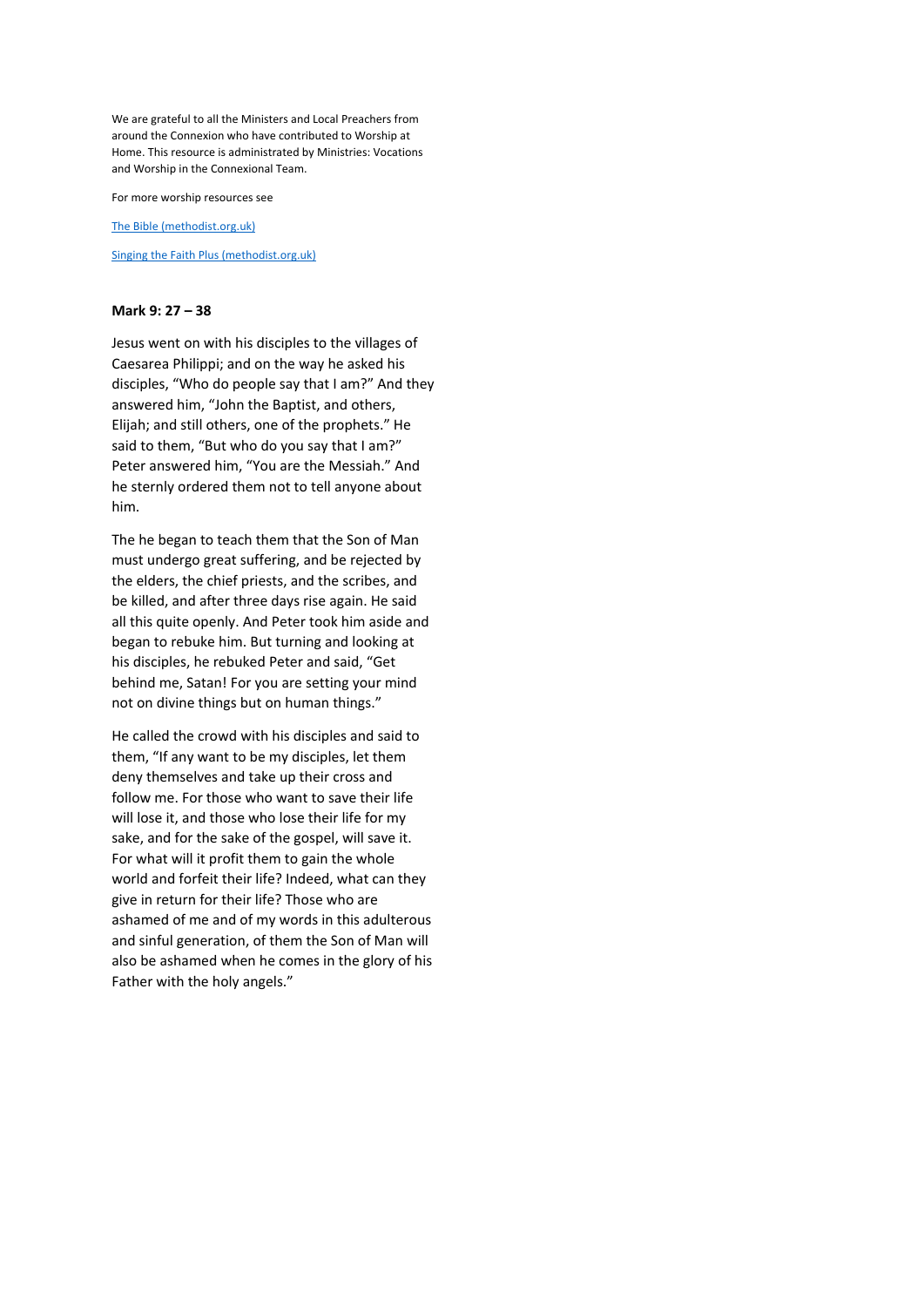We are grateful to all the Ministers and Local Preachers from around the Connexion who have contributed to Worship at Home. This resource is administrated by Ministries: Vocations and Worship in the Connexional Team.

For more worship resources see

[The Bible (methodist.org.uk)](https://www.methodist.org.uk)

[Singing the Faith Plus (methodist.org.uk)](https://www.methodist.org.uk)

**Mark 9: 27 – 38**

Jesus went on with his disciples to the villages of Caesarea Philippi; and on the way he asked his disciples, “Who do people say that I am?” And they answered him, “John the Baptist, and others, Elijah; and still others, one of the prophets.” He said to them, “But who do you say that I am?” Peter answered him, “You are the Messiah.” And he sternly ordered them not to tell anyone about him.

The he began to teach them that the Son of Man must undergo great suffering, and be rejected by the elders, the chief priests, and the scribes, and be killed, and after three days rise again. He said all this quite openly. And Peter took him aside and began to rebuke him. But turning and looking at his disciples, he rebuked Peter and said, “Get behind me, Satan! For you are setting your mind not on divine things but on human things.”

He called the crowd with his disciples and said to them, “If any want to be my disciples, let them deny themselves and take up their cross and follow me. For those who want to save their life will lose it, and those who lose their life for my sake, and for the sake of the gospel, will save it. For what will it profit them to gain the whole world and forfeit their life? Indeed, what can they give in return for their life? Those who are ashamed of me and of my words in this adulterous and sinful generation, of them the Son of Man will also be ashamed when he comes in the glory of his Father with the holy angels.”